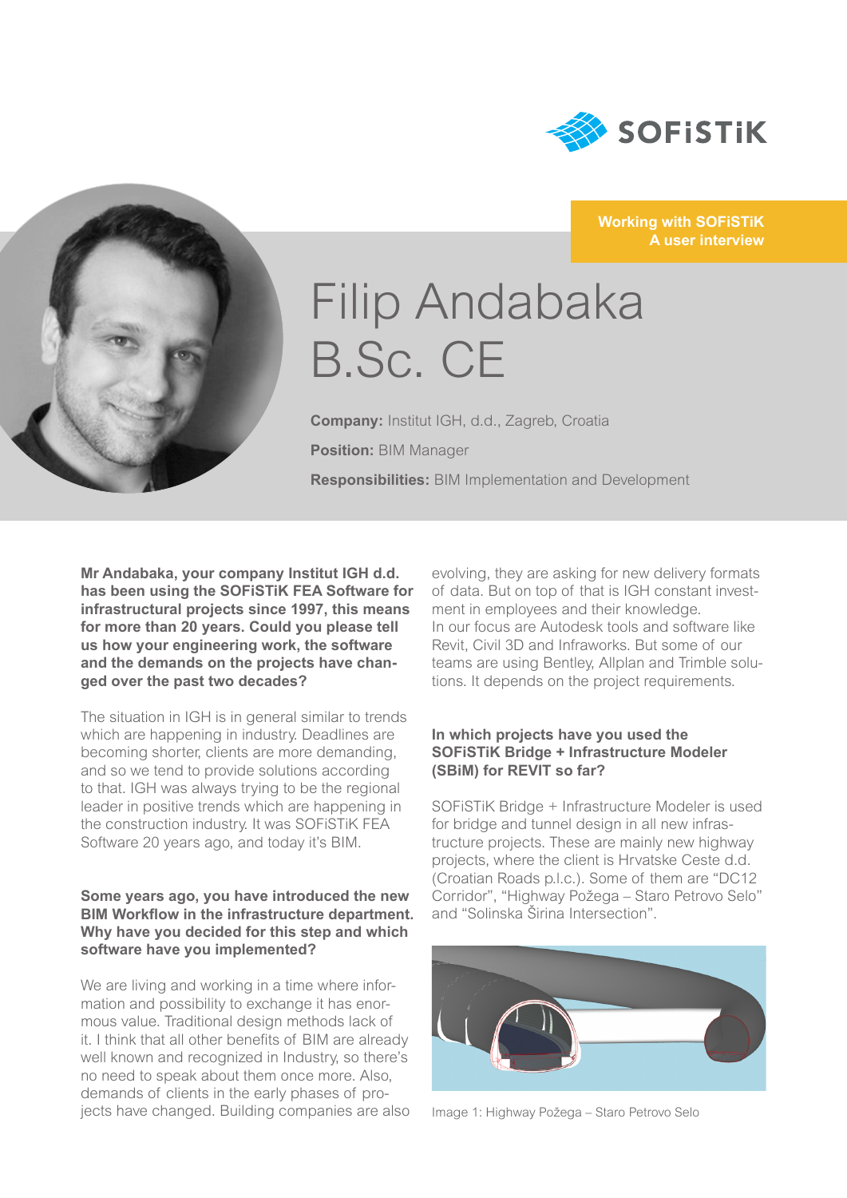Working with SOFiSTiK
A user interview

# Filip Andabaka B.Sc. CE

**Company:** Institut IGH, d.d., Zagreb, Croatia

**Position:** BIM Manager

**Responsibilities:** BIM Implementation and Development

**Mr Andabaka, your company Institut IGH d.d. has been using the SOFiSTiK FEA Software for infrastructural projects since 1997, this means for more than 20 years. Could you please tell us how your engineering work, the software and the demands on the projects have changed over the past two decades?**

The situation in IGH is in general similar to trends which are happening in industry. Deadlines are becoming shorter, clients are more demanding, and so we tend to provide solutions according to that. IGH was always trying to be the regional leader in positive trends which are happening in the construction industry. It was SOFiSTiK FEA Software 20 years ago, and today it's BIM.

**Some years ago, you have introduced the new BIM Workflow in the infrastructure department. Why have you decided for this step and which software have you implemented?**

We are living and working in a time where information and possibility to exchange it has enormous value. Traditional design methods lack of it. I think that all other benefits of BIM are already well known and recognized in Industry, so there's no need to speak about them once more. Also, demands of clients in the early phases of projects have changed. Building companies are also evolving, they are asking for new delivery formats of data. But on top of that is IGH constant investment in employees and their knowledge.
In our focus are Autodesk tools and software like Revit, Civil 3D and Infraworks. But some of our teams are using Bentley, Allplan and Trimble solutions. It depends on the project requirements.

**In which projects have you used the SOFiSTiK Bridge + Infrastructure Modeler (SBiM) for REVIT so far?**

SOFiSTiK Bridge + Infrastructure Modeler is used for bridge and tunnel design in all new infrastructure projects. These are mainly new highway projects, where the client is Hrvatske Ceste d.d. (Croatian Roads p.l.c.). Some of them are "DC12 Corridor", "Highway Požega – Staro Petrovo Selo" and "Solinska Širina Intersection".

Image 1: Highway Požega – Staro Petrovo Selo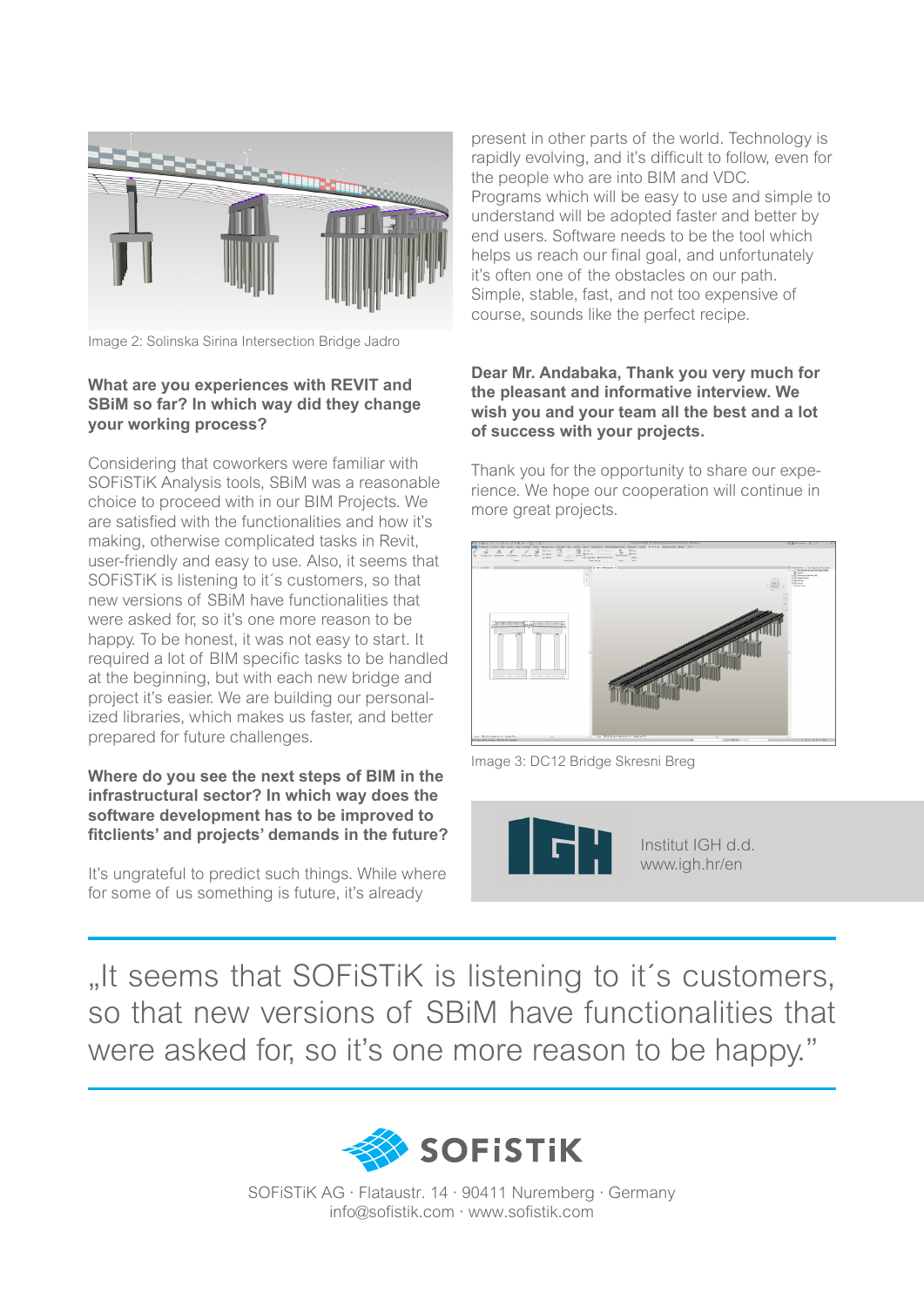Image 2: Solinska Sirina Intersection Bridge Jadro

**What are you experiences with REVIT and SBiM so far? In which way did they change your working process?**

Considering that coworkers were familiar with SOFiSTiK Analysis tools, SBiM was a reasonable choice to proceed with in our BIM Projects. We are satisfied with the functionalities and how it's making, otherwise complicated tasks in Revit, user-friendly and easy to use. Also, it seems that SOFiSTiK is listening to it´s customers, so that new versions of SBiM have functionalities that were asked for, so it's one more reason to be happy. To be honest, it was not easy to start. It required a lot of BIM specific tasks to be handled at the beginning, but with each new bridge and project it's easier. We are building our personalized libraries, which makes us faster, and better prepared for future challenges.

**Where do you see the next steps of BIM in the infrastructural sector? In which way does the software development has to be improved to fitclients' and projects' demands in the future?**

It's ungrateful to predict such things. While where for some of us something is future, it's already present in other parts of the world. Technology is rapidly evolving, and it's difficult to follow, even for the people who are into BIM and VDC. Programs which will be easy to use and simple to understand will be adopted faster and better by end users. Software needs to be the tool which helps us reach our final goal, and unfortunately it's often one of the obstacles on our path. Simple, stable, fast, and not too expensive of course, sounds like the perfect recipe.

**Dear Mr. Andabaka, Thank you very much for the pleasant and informative interview. We wish you and your team all the best and a lot of success with your projects.**

Thank you for the opportunity to share our experience. We hope our cooperation will continue in more great projects.

Image 3: DC12 Bridge Skresni Breg

Institut IGH d.d.
www.igh.hr/en

„It seems that SOFiSTiK is listening to it´s customers, so that new versions of SBiM have functionalities that were asked for, so it's one more reason to be happy."

SOFiSTiK AG · Flataustr. 14 · 90411 Nuremberg · Germany
info@sofistik.com · www.sofistik.com